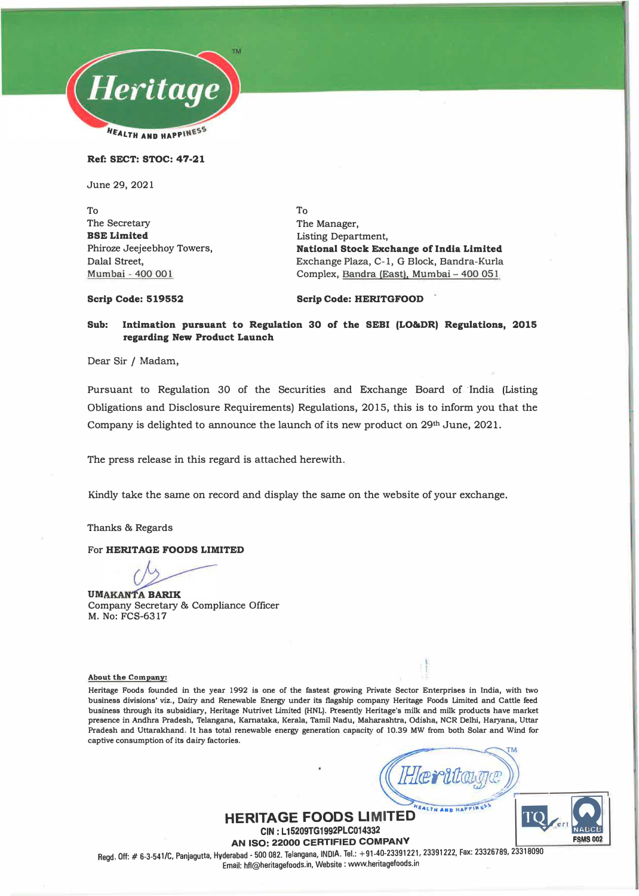**Ref: SECT: STOC: 47-21**

June 29, 2021

To
The Secretary
**BSE Limited**
Phiroze Jeejeebhoy Towers,
Dalal Street,
Mumbai - 400 001

**Scrip Code: 519552**

To
The Manager,
Listing Department,
**National Stock Exchange of India Limited**
Exchange Plaza, C-1, G Block, Bandra-Kurla
Complex, Bandra (East), Mumbai – 400 051

**Scrip Code: HERITGFOOD**

**Sub: Intimation pursuant to Regulation 30 of the SEBI (LO&DR) Regulations, 2015 regarding New Product Launch**

Dear Sir / Madam,

Pursuant to Regulation 30 of the Securities and Exchange Board of India (Listing Obligations and Disclosure Requirements) Regulations, 2015, this is to inform you that the Company is delighted to announce the launch of its new product on 29th June, 2021.

The press release in this regard is attached herewith.

Kindly take the same on record and display the same on the website of your exchange.

Thanks & Regards

For **HERITAGE FOODS LIMITED**

**UMAKANTA BARIK**
Company Secretary & Compliance Officer
M. No: FCS-6317

**About the Company:**

Heritage Foods founded in the year 1992 is one of the fastest growing Private Sector Enterprises in India, with two business divisions' viz., Dairy and Renewable Energy under its flagship company Heritage Foods Limited and Cattle feed business through its subsidiary, Heritage Nutrivet Limited (HNL). Presently Heritage's milk and milk products have market presence in Andhra Pradesh, Telangana, Karnataka, Kerala, Tamil Nadu, Maharashtra, Odisha, NCR Delhi, Haryana, Uttar Pradesh and Uttarakhand. It has total renewable energy generation capacity of 10.39 MW from both Solar and Wind for captive consumption of its dairy factories.

**HERITAGE FOODS LIMITED**
CIN : L15209TG1992PLC014332
AN ISO: 22000 CERTIFIED COMPANY
Regd. Off: # 6-3-541/C, Panjagutta, Hyderabad - 500 082. Telangana, INDIA. Tel.: +91-40-23391221, 23391222, Fax: 23326789, 23318090
Email: hfl@heritagefoods.in, Website : www.heritagefoods.in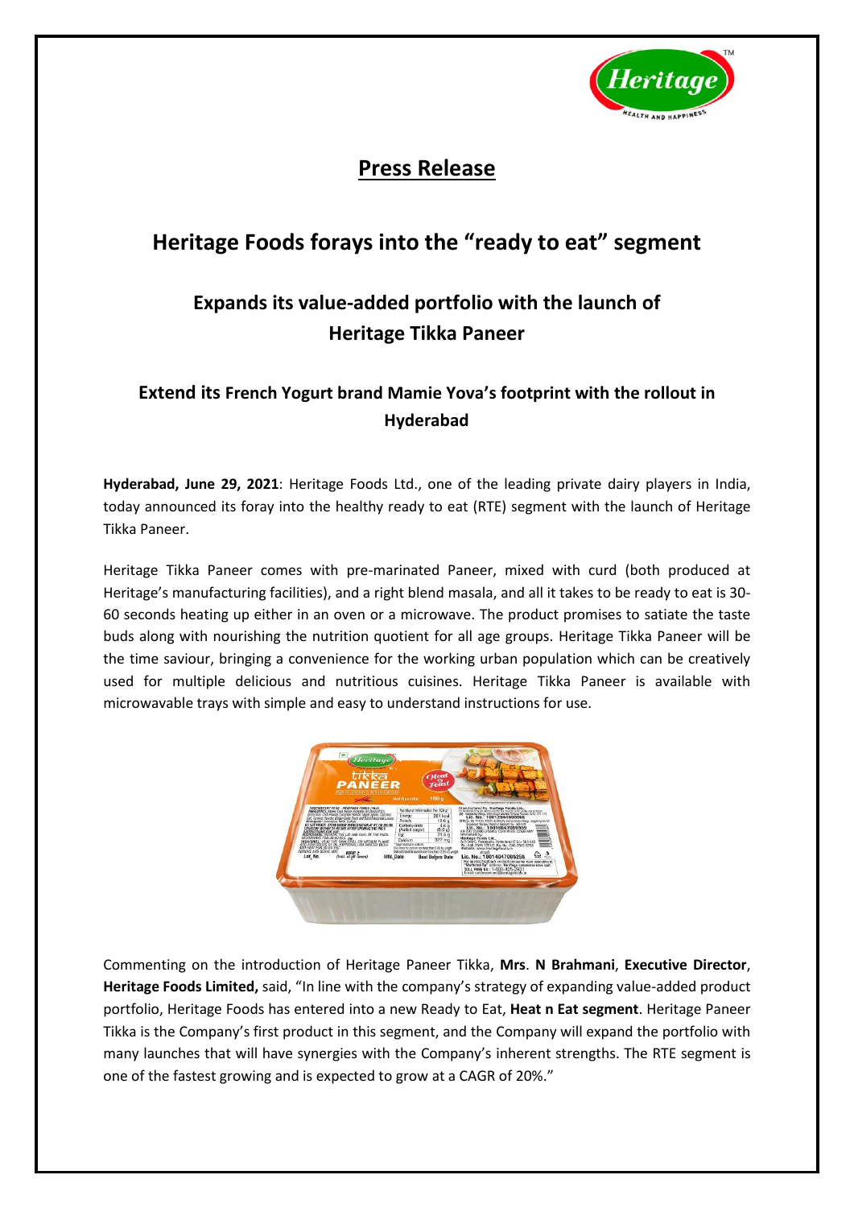# Press Release

## Heritage Foods forays into the "ready to eat" segment

### Expands its value-added portfolio with the launch of Heritage Tikka Paneer

### Extend its French Yogurt brand Mamie Yova's footprint with the rollout in Hyderabad

**Hyderabad, June 29, 2021**: Heritage Foods Ltd., one of the leading private dairy players in India, today announced its foray into the healthy ready to eat (RTE) segment with the launch of Heritage Tikka Paneer.

Heritage Tikka Paneer comes with pre-marinated Paneer, mixed with curd (both produced at Heritage's manufacturing facilities), and a right blend masala, and all it takes to be ready to eat is 30-60 seconds heating up either in an oven or a microwave. The product promises to satiate the taste buds along with nourishing the nutrition quotient for all age groups. Heritage Tikka Paneer will be the time saviour, bringing a convenience for the working urban population which can be creatively used for multiple delicious and nutritious cuisines. Heritage Tikka Paneer is available with microwavable trays with simple and easy to understand instructions for use.

Commenting on the introduction of Heritage Paneer Tikka, **Mrs**. **N Brahmani**, **Executive Director**, **Heritage Foods Limited,** said, "In line with the company's strategy of expanding value-added product portfolio, Heritage Foods has entered into a new Ready to Eat, **Heat n Eat segment**. Heritage Paneer Tikka is the Company's first product in this segment, and the Company will expand the portfolio with many launches that will have synergies with the Company's inherent strengths. The RTE segment is one of the fastest growing and is expected to grow at a CAGR of 20%."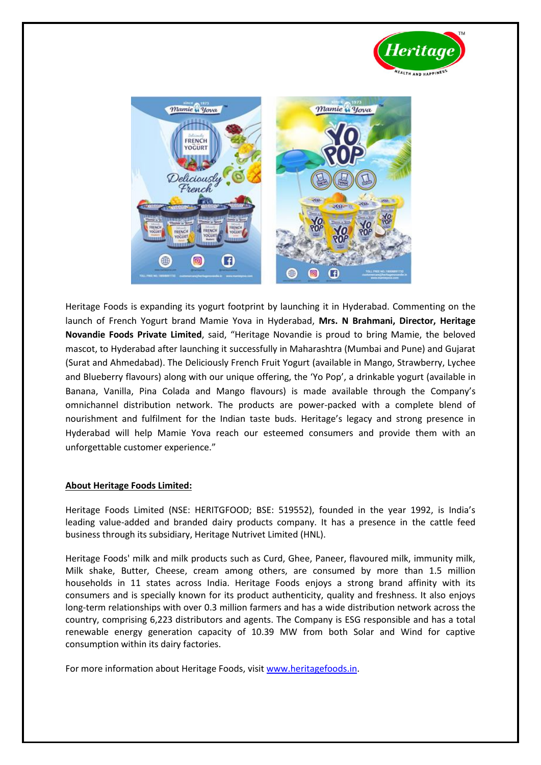Heritage Foods is expanding its yogurt footprint by launching it in Hyderabad. Commenting on the launch of French Yogurt brand Mamie Yova in Hyderabad, **Mrs. N Brahmani, Director, Heritage Novandie Foods Private Limited**, said, "Heritage Novandie is proud to bring Mamie, the beloved mascot, to Hyderabad after launching it successfully in Maharashtra (Mumbai and Pune) and Gujarat (Surat and Ahmedabad). The Deliciously French Fruit Yogurt (available in Mango, Strawberry, Lychee and Blueberry flavours) along with our unique offering, the 'Yo Pop', a drinkable yogurt (available in Banana, Vanilla, Pina Colada and Mango flavours) is made available through the Company's omnichannel distribution network. The products are power-packed with a complete blend of nourishment and fulfilment for the Indian taste buds. Heritage's legacy and strong presence in Hyderabad will help Mamie Yova reach our esteemed consumers and provide them with an unforgettable customer experience."

**About Heritage Foods Limited:**

Heritage Foods Limited (NSE: HERITGFOOD; BSE: 519552), founded in the year 1992, is India's leading value-added and branded dairy products company. It has a presence in the cattle feed business through its subsidiary, Heritage Nutrivet Limited (HNL).

Heritage Foods' milk and milk products such as Curd, Ghee, Paneer, flavoured milk, immunity milk, Milk shake, Butter, Cheese, cream among others, are consumed by more than 1.5 million households in 11 states across India. Heritage Foods enjoys a strong brand affinity with its consumers and is specially known for its product authenticity, quality and freshness. It also enjoys long-term relationships with over 0.3 million farmers and has a wide distribution network across the country, comprising 6,223 distributors and agents. The Company is ESG responsible and has a total renewable energy generation capacity of 10.39 MW from both Solar and Wind for captive consumption within its dairy factories.

For more information about Heritage Foods, visit [www.heritagefoods.in](www.heritagefoods.in).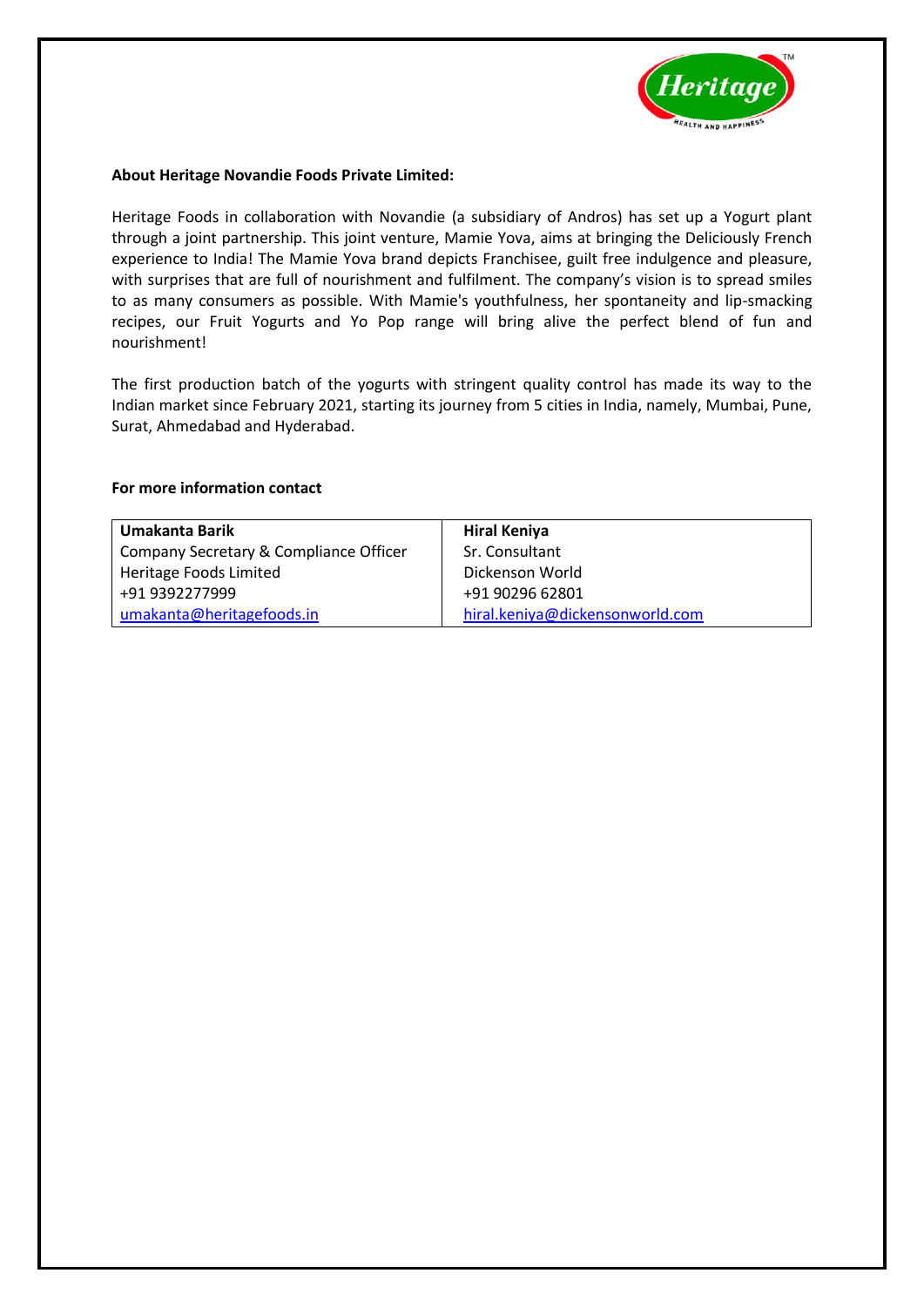**About Heritage Novandie Foods Private Limited:**

Heritage Foods in collaboration with Novandie (a subsidiary of Andros) has set up a Yogurt plant through a joint partnership. This joint venture, Mamie Yova, aims at bringing the Deliciously French experience to India! The Mamie Yova brand depicts Franchisee, guilt free indulgence and pleasure, with surprises that are full of nourishment and fulfilment. The company's vision is to spread smiles to as many consumers as possible. With Mamie's youthfulness, her spontaneity and lip-smacking recipes, our Fruit Yogurts and Yo Pop range will bring alive the perfect blend of fun and nourishment!

The first production batch of the yogurts with stringent quality control has made its way to the Indian market since February 2021, starting its journey from 5 cities in India, namely, Mumbai, Pune, Surat, Ahmedabad and Hyderabad.

**For more information contact**

| **Umakanta Barik** | **Hiral Keniya** |
|---|---|
| Company Secretary & Compliance Officer | Sr. Consultant |
| Heritage Foods Limited | Dickenson World |
| +91 9392277999 | +91 90296 62801 |
| umakanta@heritagefoods.in | hiral.keniya@dickensonworld.com |